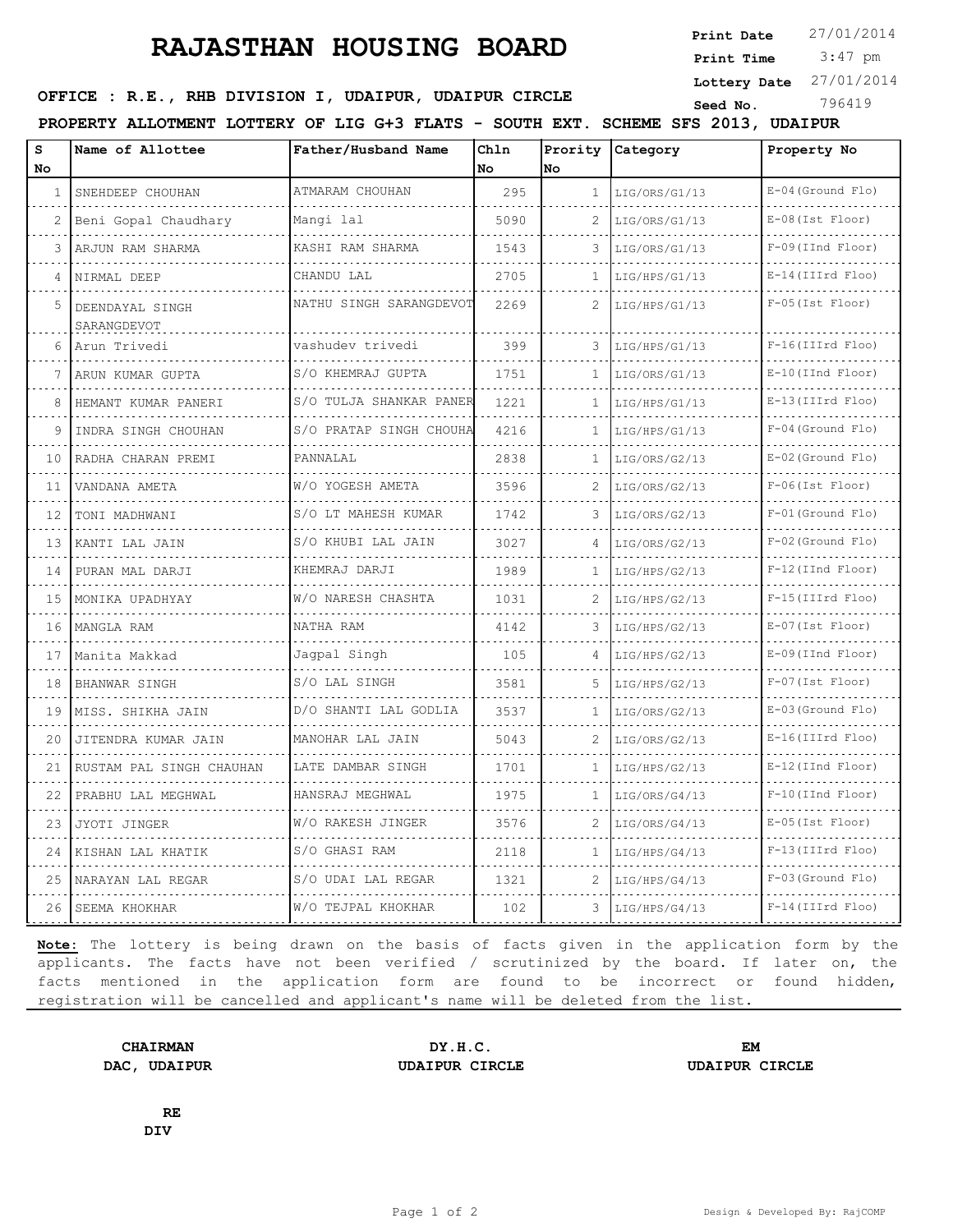# RAJASTHAN HOUSING BOARD

**Print Date** 27/01/2014
**Print Time** 3:47 pm
**Lottery Date** 27/01/2014
**Seed No.** 796419

**OFFICE : R.E., RHB DIVISION I, UDAIPUR, UDAIPUR CIRCLE**

**PROPERTY ALLOTMENT LOTTERY OF LIG G+3 FLATS - SOUTH EXT. SCHEME SFS 2013, UDAIPUR**

| S No | Name of Allottee | Father/Husband Name | Chln No | Prority No | Category | Property No |
|---|---|---|---|---|---|---|
| 1 | SNEHDEEP CHOUHAN | ATMARAM CHOUHAN | 295 | 1 | LIG/ORS/G1/13 | E-04(Ground Flo) |
| 2 | Beni Gopal Chaudhary | Mangi lal | 5090 | 2 | LIG/ORS/G1/13 | E-08(Ist Floor) |
| 3 | ARJUN RAM SHARMA | KASHI RAM SHARMA | 1543 | 3 | LIG/ORS/G1/13 | F-09(IInd Floor) |
| 4 | NIRMAL DEEP | CHANDU LAL | 2705 | 1 | LIG/HPS/G1/13 | E-14(IIIrd Floo) |
| 5 | DEENDAYAL SINGH SARANGDEVOT | NATHU SINGH SARANGDEVOT | 2269 | 2 | LIG/HPS/G1/13 | F-05(Ist Floor) |
| 6 | Arun Trivedi | vashudev trivedi | 399 | 3 | LIG/HPS/G1/13 | F-16(IIIrd Floo) |
| 7 | ARUN KUMAR GUPTA | S/O KHEMRAJ GUPTA | 1751 | 1 | LIG/ORS/G1/13 | E-10(IInd Floor) |
| 8 | HEMANT KUMAR PANERI | S/O TULJA SHANKAR PANER | 1221 | 1 | LIG/HPS/G1/13 | E-13(IIIrd Floo) |
| 9 | INDRA SINGH CHOUHAN | S/O PRATAP SINGH CHOUHA | 4216 | 1 | LIG/HPS/G1/13 | F-04(Ground Flo) |
| 10 | RADHA CHARAN PREMI | PANNALAL | 2838 | 1 | LIG/ORS/G2/13 | E-02(Ground Flo) |
| 11 | VANDANA AMETA | W/O YOGESH AMETA | 3596 | 2 | LIG/ORS/G2/13 | F-06(Ist Floor) |
| 12 | TONI MADHWANI | S/O LT MAHESH KUMAR | 1742 | 3 | LIG/ORS/G2/13 | F-01(Ground Flo) |
| 13 | KANTI LAL JAIN | S/O KHUBI LAL JAIN | 3027 | 4 | LIG/ORS/G2/13 | F-02(Ground Flo) |
| 14 | PURAN MAL DARJI | KHEMRAJ DARJI | 1989 | 1 | LIG/HPS/G2/13 | F-12(IInd Floor) |
| 15 | MONIKA UPADHYAY | W/O NARESH CHASHTA | 1031 | 2 | LIG/HPS/G2/13 | F-15(IIIrd Floo) |
| 16 | MANGLA RAM | NATHA RAM | 4142 | 3 | LIG/HPS/G2/13 | E-07(Ist Floor) |
| 17 | Manita Makkad | Jagpal Singh | 105 | 4 | LIG/HPS/G2/13 | E-09(IInd Floor) |
| 18 | BHANWAR SINGH | S/O LAL SINGH | 3581 | 5 | LIG/HPS/G2/13 | F-07(Ist Floor) |
| 19 | MISS. SHIKHA JAIN | D/O SHANTI LAL GODLIA | 3537 | 1 | LIG/ORS/G2/13 | E-03(Ground Flo) |
| 20 | JITENDRA KUMAR JAIN | MANOHAR LAL JAIN | 5043 | 2 | LIG/ORS/G2/13 | E-16(IIIrd Floo) |
| 21 | RUSTAM PAL SINGH CHAUHAN | LATE DAMBAR SINGH | 1701 | 1 | LIG/HPS/G2/13 | E-12(IInd Floor) |
| 22 | PRABHU LAL MEGHWAL | HANSRAJ MEGHWAL | 1975 | 1 | LIG/ORS/G4/13 | F-10(IInd Floor) |
| 23 | JYOTI JINGER | W/O RAKESH JINGER | 3576 | 2 | LIG/ORS/G4/13 | E-05(Ist Floor) |
| 24 | KISHAN LAL KHATIK | S/O GHASI RAM | 2118 | 1 | LIG/HPS/G4/13 | F-13(IIIrd Floo) |
| 25 | NARAYAN LAL REGAR | S/O UDAI LAL REGAR | 1321 | 2 | LIG/HPS/G4/13 | F-03(Ground Flo) |
| 26 | SEEMA KHOKHAR | W/O TEJPAL KHOKHAR | 102 | 3 | LIG/HPS/G4/13 | F-14(IIIrd Floo) |

**Note:** The lottery is being drawn on the basis of facts given in the application form by the applicants. The facts have not been verified / scrutinized by the board. If later on, the facts mentioned in the application form are found to be incorrect or found hidden, registration will be cancelled and applicant's name will be deleted from the list.

**CHAIRMAN**
**DAC, UDAIPUR**

**DY.H.C.**
**UDAIPUR CIRCLE**

**EM**
**UDAIPUR CIRCLE**

**RE**
**DIV**

Design & Developed By: RajCOMP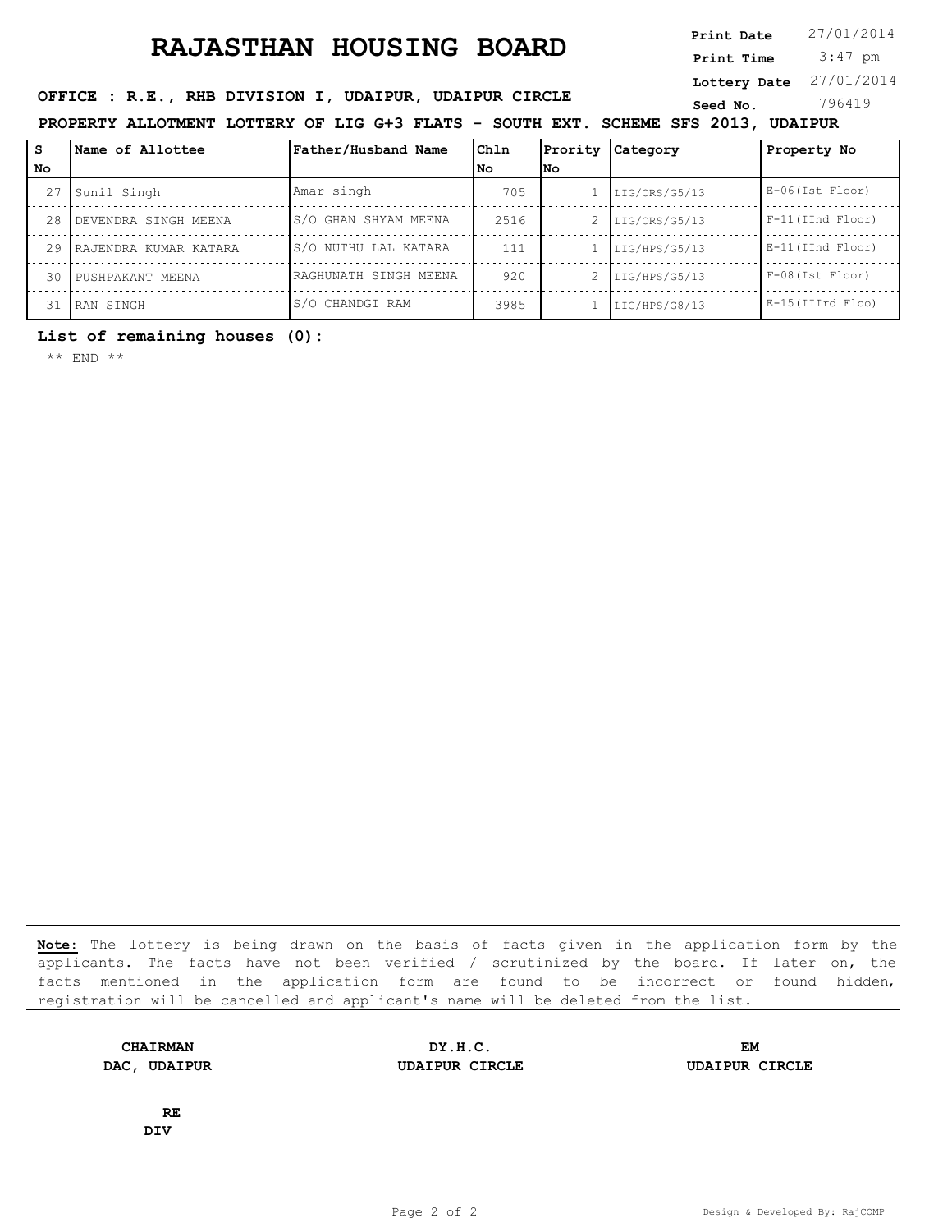# RAJASTHAN HOUSING BOARD

**Print Date** 27/01/2014
**Print Time** 3:47 pm
**Lottery Date** 27/01/2014
**Seed No.** 796419

**OFFICE : R.E., RHB DIVISION I, UDAIPUR, UDAIPUR CIRCLE**

**PROPERTY ALLOTMENT LOTTERY OF LIG G+3 FLATS - SOUTH EXT. SCHEME SFS 2013, UDAIPUR**

| S No | Name of Allottee | Father/Husband Name | Chln No | Prority No | Category | Property No |
|---|---|---|---|---|---|---|
| 27 | Sunil Singh | Amar singh | 705 | 1 | LIG/ORS/G5/13 | E-06(Ist Floor) |
| 28 | DEVENDRA SINGH MEENA | S/O GHAN SHYAM MEENA | 2516 | 2 | LIG/ORS/G5/13 | F-11(IInd Floor) |
| 29 | RAJENDRA KUMAR KATARA | S/O NUTHU LAL KATARA | 111 | 1 | LIG/HPS/G5/13 | E-11(IInd Floor) |
| 30 | PUSHPAKANT MEENA | RAGHUNATH SINGH MEENA | 920 | 2 | LIG/HPS/G5/13 | F-08(Ist Floor) |
| 31 | RAN SINGH | S/O CHANDGI RAM | 3985 | 1 | LIG/HPS/G8/13 | E-15(IIIrd Floo) |

**List of remaining houses (0):**

** END **

**Note:** The lottery is being drawn on the basis of facts given in the application form by the applicants. The facts have not been verified / scrutinized by the board. If later on, the facts mentioned in the application form are found to be incorrect or found hidden, registration will be cancelled and applicant's name will be deleted from the list.

**CHAIRMAN**
**DAC, UDAIPUR**

**DY.H.C.**
**UDAIPUR CIRCLE**

**EM**
**UDAIPUR CIRCLE**

**RE**
**DIV**

Design & Developed By: RajCOMP